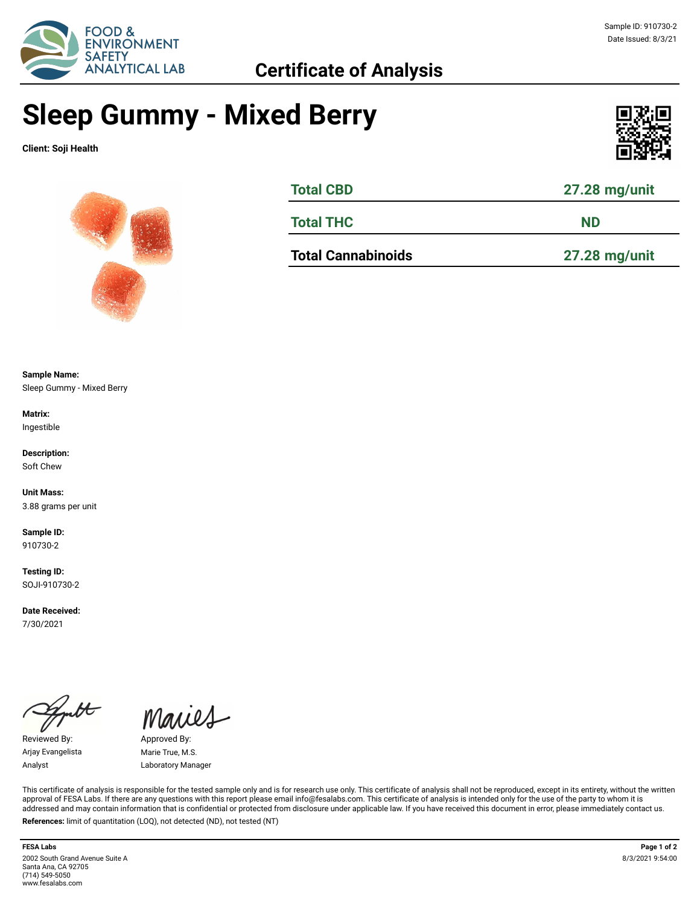Sample ID: 910730-2
Date Issued: 8/3/21

FOOD & ENVIRONMENT SAFETY ANALYTICAL LAB

## Certificate of Analysis

# Sleep Gummy - Mixed Berry

**Client: Soji Health**

| | |
|---|---|
| **Total CBD** | **27.28 mg/unit** |
| **Total THC** | **ND** |
| **Total Cannabinoids** | **27.28 mg/unit** |

**Sample Name:**
Sleep Gummy - Mixed Berry

**Matrix:**
Ingestible

**Description:**
Soft Chew

**Unit Mass:**
3.88 grams per unit

**Sample ID:**
910730-2

**Testing ID:**
SOJI-910730-2

**Date Received:**
7/30/2021

Reviewed By:
Arjay Evangelista
Analyst

Approved By:
Marie True, M.S.
Laboratory Manager

This certificate of analysis is responsible for the tested sample only and is for research use only. This certificate of analysis shall not be reproduced, except in its entirety, without the written approval of FESA Labs. If there are any questions with this report please email info@fesalabs.com. This certificate of analysis is intended only for the use of the party to whom it is addressed and may contain information that is confidential or protected from disclosure under applicable law. If you have received this document in error, please immediately contact us.

**References:** limit of quantitation (LOQ), not detected (ND), not tested (NT)

**FESA Labs**
2002 South Grand Avenue Suite A
Santa Ana, CA 92705
(714) 549-5050
www.fesalabs.com

8/3/2021 9:54:00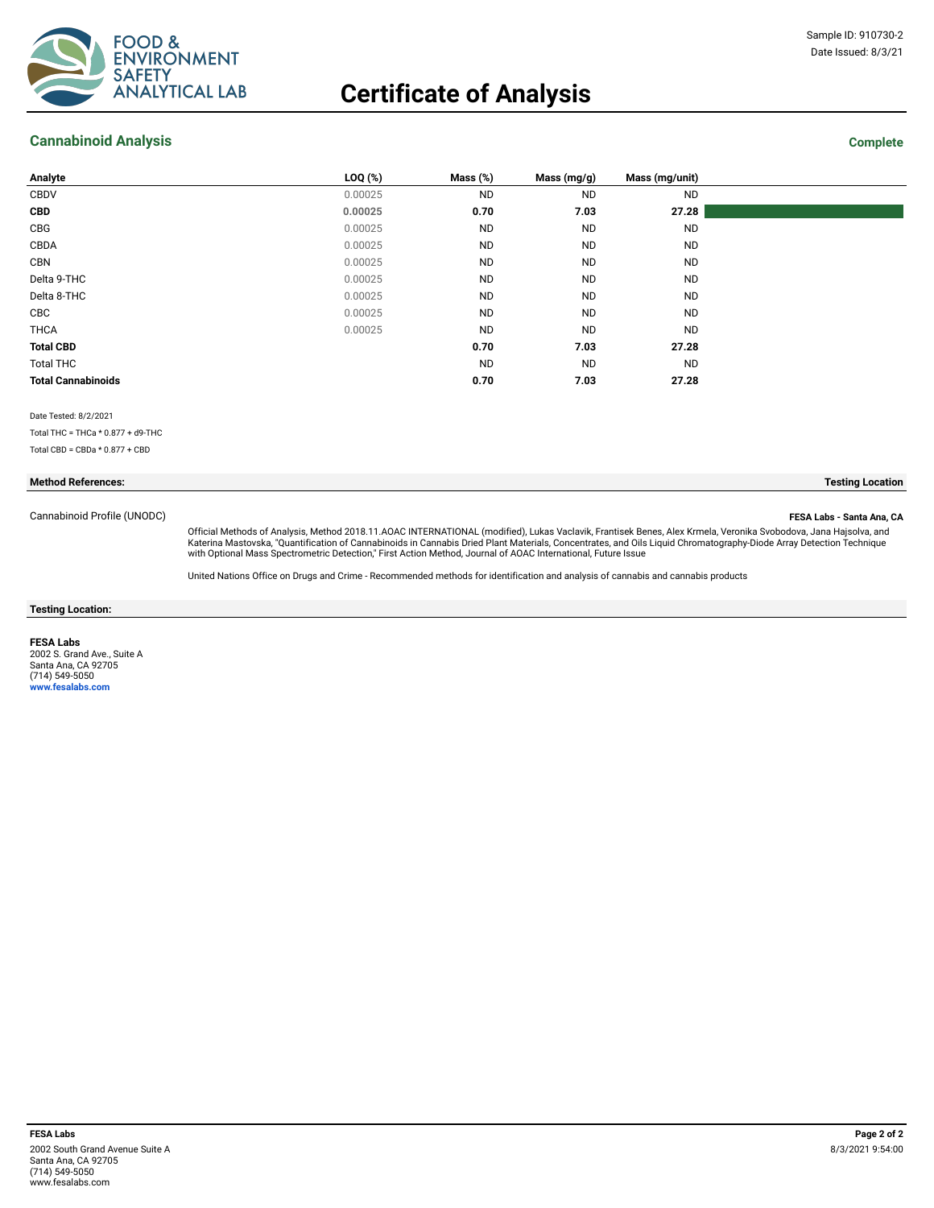Sample ID: 910730-2
Date Issued: 8/3/21

# Certificate of Analysis

## Cannabinoid Analysis

**Complete**

| Analyte | LOQ (%) | Mass (%) | Mass (mg/g) | Mass (mg/unit) |
|---|---|---|---|---|
| CBDV | 0.00025 | ND | ND | ND |
| **CBD** | **0.00025** | **0.70** | **7.03** | **27.28** |
| CBG | 0.00025 | ND | ND | ND |
| CBDA | 0.00025 | ND | ND | ND |
| CBN | 0.00025 | ND | ND | ND |
| Delta 9-THC | 0.00025 | ND | ND | ND |
| Delta 8-THC | 0.00025 | ND | ND | ND |
| CBC | 0.00025 | ND | ND | ND |
| THCA | 0.00025 | ND | ND | ND |
| **Total CBD** | | **0.70** | **7.03** | **27.28** |
| Total THC | | ND | ND | ND |
| **Total Cannabinoids** | | **0.70** | **7.03** | **27.28** |

Date Tested: 8/2/2021

Total THC = THCa * 0.877 + d9-THC

Total CBD = CBDa * 0.877 + CBD

**Method References:** **Testing Location**

Cannabinoid Profile (UNODC) — **FESA Labs - Santa Ana, CA**

Official Methods of Analysis, Method 2018.11.AOAC INTERNATIONAL (modified), Lukas Vaclavik, Frantisek Benes, Alex Krmela, Veronika Svobodova, Jana Hajsolva, and Katerina Mastovska, "Quantification of Cannabinoids in Cannabis Dried Plant Materials, Concentrates, and Oils Liquid Chromatography-Diode Array Detection Technique with Optional Mass Spectrometric Detection," First Action Method, Journal of AOAC International, Future Issue

United Nations Office on Drugs and Crime - Recommended methods for identification and analysis of cannabis and cannabis products

**Testing Location:**

**FESA Labs**
2002 S. Grand Ave., Suite A
Santa Ana, CA 92705
(714) 549-5050
**www.fesalabs.com**

**FESA Labs**
2002 South Grand Avenue Suite A
Santa Ana, CA 92705
(714) 549-5050
www.fesalabs.com

8/3/2021 9:54:00